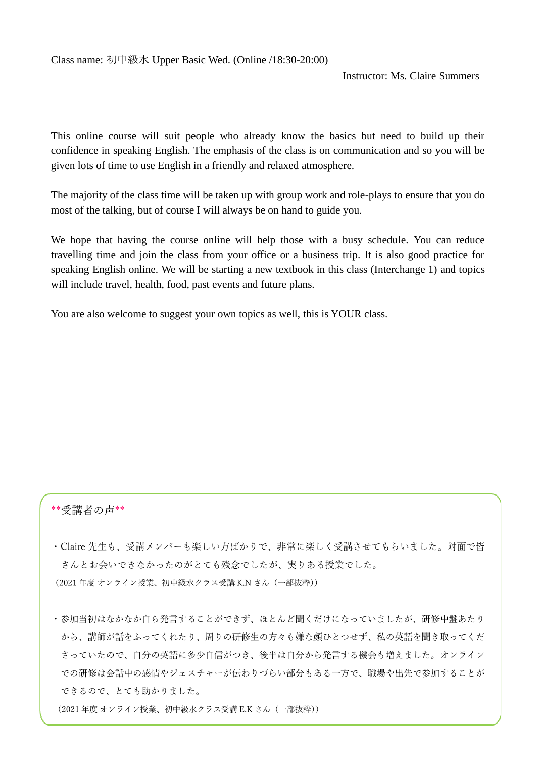Class name: 初中級水 Upper Basic Wed. (Online /18:30-20:00)

Instructor: Ms. Claire Summers

This online course will suit people who already know the basics but need to build up their confidence in speaking English. The emphasis of the class is on communication and so you will be given lots of time to use English in a friendly and relaxed atmosphere.

The majority of the class time will be taken up with group work and role-plays to ensure that you do most of the talking, but of course I will always be on hand to guide you.

We hope that having the course online will help those with a busy schedule. You can reduce travelling time and join the class from your office or a business trip. It is also good practice for speaking English online. We will be starting a new textbook in this class (Interchange 1) and topics will include travel, health, food, past events and future plans.

You are also welcome to suggest your own topics as well, this is YOUR class.

**受講者の声**

・Claire 先生も、受講メンバーも楽しい方ばかりで、非常に楽しく受講させてもらいました。対面で皆さんとお会いできなかったのがとても残念でしたが、実りある授業でした。

（2021 年度 オンライン授業、初中級水クラス受講 K.N さん（一部抜粋））

・参加当初はなかなか自ら発言することができず、ほとんど聞くだけになっていましたが、研修中盤あたりから、講師が話をふってくれたり、周りの研修生の方々も嫌な顔ひとつせず、私の英語を聞き取ってくださっていたので、自分の英語に多少自信がつき、後半は自分から発言する機会も増えました。オンラインでの研修は会話中の感情やジェスチャーが伝わりづらい部分もある一方で、職場や出先で参加することができるので、とても助かりました。

（2021 年度 オンライン授業、初中級水クラス受講 E.K さん（一部抜粋））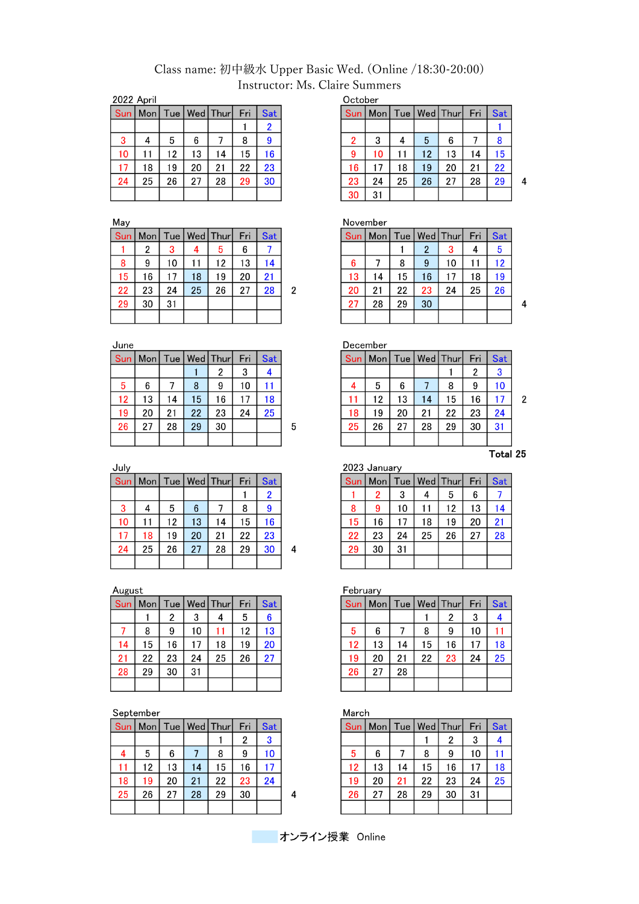Class name: 初中級水 Upper Basic Wed. (Online /18:30-20:00)
Instructor: Ms. Claire Summers

2022 April

| Sun | Mon | Tue | Wed | Thur | Fri | Sat |
|---|---|---|---|---|---|---|
| | | | | | 1 | 2 |
| 3 | 4 | 5 | 6 | 7 | 8 | 9 |
| 10 | 11 | 12 | 13 | 14 | 15 | 16 |
| 17 | 18 | 19 | 20 | 21 | 22 | 23 |
| 24 | 25 | 26 | 27 | 28 | 29 | 30 |

May

| Sun | Mon | Tue | Wed | Thur | Fri | Sat |
|---|---|---|---|---|---|---|
| 1 | 2 | 3 | 4 | 5 | 6 | 7 |
| 8 | 9 | 10 | 11 | 12 | 13 | 14 |
| 15 | 16 | 17 | 18 | 19 | 20 | 21 |
| 22 | 23 | 24 | 25 | 26 | 27 | 28 |
| 29 | 30 | 31 | | | | |

2

June

| Sun | Mon | Tue | Wed | Thur | Fri | Sat |
|---|---|---|---|---|---|---|
| | | | 1 | 2 | 3 | 4 |
| 5 | 6 | 7 | 8 | 9 | 10 | 11 |
| 12 | 13 | 14 | 15 | 16 | 17 | 18 |
| 19 | 20 | 21 | 22 | 23 | 24 | 25 |
| 26 | 27 | 28 | 29 | 30 | | |

5

July

| Sun | Mon | Tue | Wed | Thur | Fri | Sat |
|---|---|---|---|---|---|---|
| | | | | | 1 | 2 |
| 3 | 4 | 5 | 6 | 7 | 8 | 9 |
| 10 | 11 | 12 | 13 | 14 | 15 | 16 |
| 17 | 18 | 19 | 20 | 21 | 22 | 23 |
| 24 | 25 | 26 | 27 | 28 | 29 | 30 |

4

August

| Sun | Mon | Tue | Wed | Thur | Fri | Sat |
|---|---|---|---|---|---|---|
| | 1 | 2 | 3 | 4 | 5 | 6 |
| 7 | 8 | 9 | 10 | 11 | 12 | 13 |
| 14 | 15 | 16 | 17 | 18 | 19 | 20 |
| 21 | 22 | 23 | 24 | 25 | 26 | 27 |
| 28 | 29 | 30 | 31 | | | |

September

| Sun | Mon | Tue | Wed | Thur | Fri | Sat |
|---|---|---|---|---|---|---|
| | | | | 1 | 2 | 3 |
| 4 | 5 | 6 | 7 | 8 | 9 | 10 |
| 11 | 12 | 13 | 14 | 15 | 16 | 17 |
| 18 | 19 | 20 | 21 | 22 | 23 | 24 |
| 25 | 26 | 27 | 28 | 29 | 30 | |

4

October

| Sun | Mon | Tue | Wed | Thur | Fri | Sat |
|---|---|---|---|---|---|---|
| | | | | | | 1 |
| 2 | 3 | 4 | 5 | 6 | 7 | 8 |
| 9 | 10 | 11 | 12 | 13 | 14 | 15 |
| 16 | 17 | 18 | 19 | 20 | 21 | 22 |
| 23 | 24 | 25 | 26 | 27 | 28 | 29 |
| 30 | 31 | | | | | |

4

November

| Sun | Mon | Tue | Wed | Thur | Fri | Sat |
|---|---|---|---|---|---|---|
| | | 1 | 2 | 3 | 4 | 5 |
| 6 | 7 | 8 | 9 | 10 | 11 | 12 |
| 13 | 14 | 15 | 16 | 17 | 18 | 19 |
| 20 | 21 | 22 | 23 | 24 | 25 | 26 |
| 27 | 28 | 29 | 30 | | | |

4

December

| Sun | Mon | Tue | Wed | Thur | Fri | Sat |
|---|---|---|---|---|---|---|
| | | | | 1 | 2 | 3 |
| 4 | 5 | 6 | 7 | 8 | 9 | 10 |
| 11 | 12 | 13 | 14 | 15 | 16 | 17 |
| 18 | 19 | 20 | 21 | 22 | 23 | 24 |
| 25 | 26 | 27 | 28 | 29 | 30 | 31 |

2

**Total 25**

2023 January

| Sun | Mon | Tue | Wed | Thur | Fri | Sat |
|---|---|---|---|---|---|---|
| 1 | 2 | 3 | 4 | 5 | 6 | 7 |
| 8 | 9 | 10 | 11 | 12 | 13 | 14 |
| 15 | 16 | 17 | 18 | 19 | 20 | 21 |
| 22 | 23 | 24 | 25 | 26 | 27 | 28 |
| 29 | 30 | 31 | | | | |

February

| Sun | Mon | Tue | Wed | Thur | Fri | Sat |
|---|---|---|---|---|---|---|
| | | | 1 | 2 | 3 | 4 |
| 5 | 6 | 7 | 8 | 9 | 10 | 11 |
| 12 | 13 | 14 | 15 | 16 | 17 | 18 |
| 19 | 20 | 21 | 22 | 23 | 24 | 25 |
| 26 | 27 | 28 | | | | |

March

| Sun | Mon | Tue | Wed | Thur | Fri | Sat |
|---|---|---|---|---|---|---|
| | | | 1 | 2 | 3 | 4 |
| 5 | 6 | 7 | 8 | 9 | 10 | 11 |
| 12 | 13 | 14 | 15 | 16 | 17 | 18 |
| 19 | 20 | 21 | 22 | 23 | 24 | 25 |
| 26 | 27 | 28 | 29 | 30 | 31 | |

オンライン授業 Online